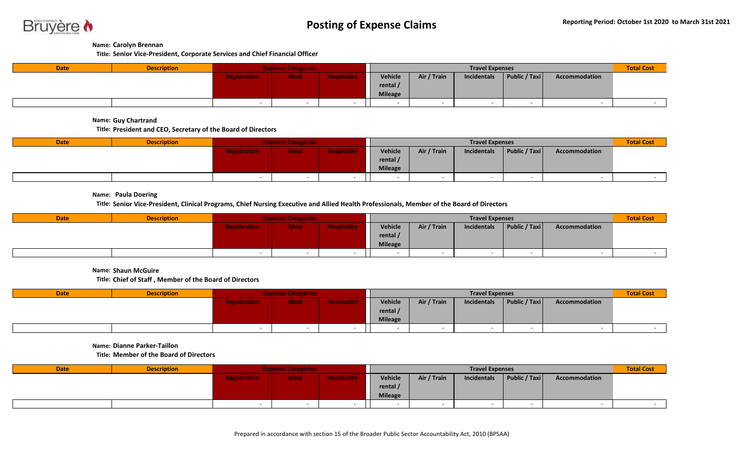# Posting of Expense Claims

**Reporting Period: October 1st 2020 to March 31st 2021**

**Name: Carolyn Brennan**
**Title: Senior Vice-President, Corporate Services and Chief Financial Officer**

| Date | Description | Expense Categories | | | Travel Expenses | | | | | Total Cost |
|---|---|---|---|---|---|---|---|---|---|---|
| | | Registration | Meal | Hospitality | Vehicle rental / Mileage | Air / Train | Incidentals | Public / Taxi | Accommodation | |
| | | - | - | - | - | - | - | - | - | - |

**Name: Guy Chartrand**
**Title: President and CEO, Secretary of the Board of Directors**

| Date | Description | Expense Categories | | | Travel Expenses | | | | | Total Cost |
|---|---|---|---|---|---|---|---|---|---|---|
| | | Registration | Meal | Hospitality | Vehicle rental / Mileage | Air / Train | Incidentals | Public / Taxi | Accommodation | |
| | | - | - | - | - | - | - | - | - | - |

**Name: Paula Doering**
**Title: Senior Vice-President, Clinical Programs, Chief Nursing Executive and Allied Health Professionals, Member of the Board of Directors**

| Date | Description | Expense Categories | | | Travel Expenses | | | | | Total Cost |
|---|---|---|---|---|---|---|---|---|---|---|
| | | Registration | Meal | Hospitality | Vehicle rental / Mileage | Air / Train | Incidentals | Public / Taxi | Accommodation | |
| | | - | - | - | - | - | - | - | - | - |

**Name: Shaun McGuire**
**Title: Chief of Staff , Member of the Board of Directors**

| Date | Description | Expense Categories | | | Travel Expenses | | | | | Total Cost |
|---|---|---|---|---|---|---|---|---|---|---|
| | | Registration | Meal | Hospitality | Vehicle rental / Mileage | Air / Train | Incidentals | Public / Taxi | Accommodation | |
| | | - | - | - | - | - | - | - | - | - |

**Name: Dianne Parker-Taillon**
**Title: Member of the Board of Directors**

| Date | Description | Expense Categories | | | Travel Expenses | | | | | Total Cost |
|---|---|---|---|---|---|---|---|---|---|---|
| | | Registration | Meal | Hospitality | Vehicle rental / Mileage | Air / Train | Incidentals | Public / Taxi | Accommodation | |
| | | - | - | - | - | - | - | - | - | - |

Prepared in accordance with section 15 of the Broader Public Sector Accountability Act, 2010 (BPSAA)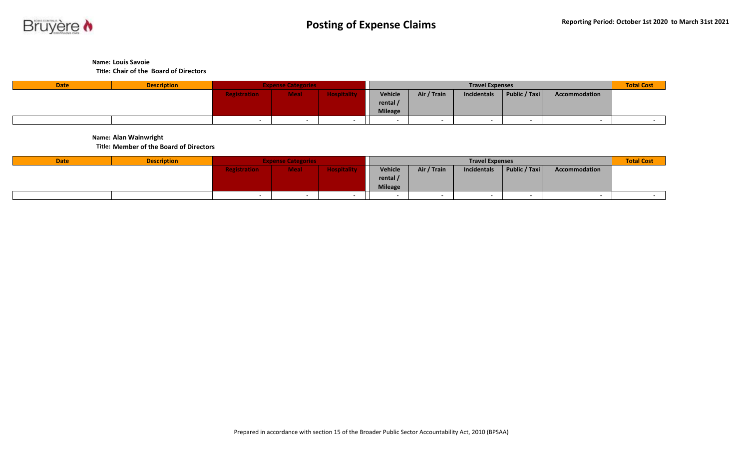# Posting of Expense Claims

**Reporting Period: October 1st 2020 to March 31st 2021**

**Name: Louis Savoie**
**Title: Chair of the Board of Directors**

| Date | Description | Expense Categories | | | Travel Expenses | | | | | Total Cost |
|---|---|---|---|---|---|---|---|---|---|---|
| | | Registration | Meal | Hospitality | Vehicle rental / Mileage | Air / Train | Incidentals | Public / Taxi | Accommodation | |
| | | - | - | - | - | - | - | - | - | - |

**Name: Alan Wainwright**
**Title: Member of the Board of Directors**

| Date | Description | Expense Categories | | | Travel Expenses | | | | | Total Cost |
|---|---|---|---|---|---|---|---|---|---|---|
| | | Registration | Meal | Hospitality | Vehicle rental / Mileage | Air / Train | Incidentals | Public / Taxi | Accommodation | |
| | | - | - | - | - | - | - | - | - | - |

Prepared in accordance with section 15 of the Broader Public Sector Accountability Act, 2010 (BPSAA)